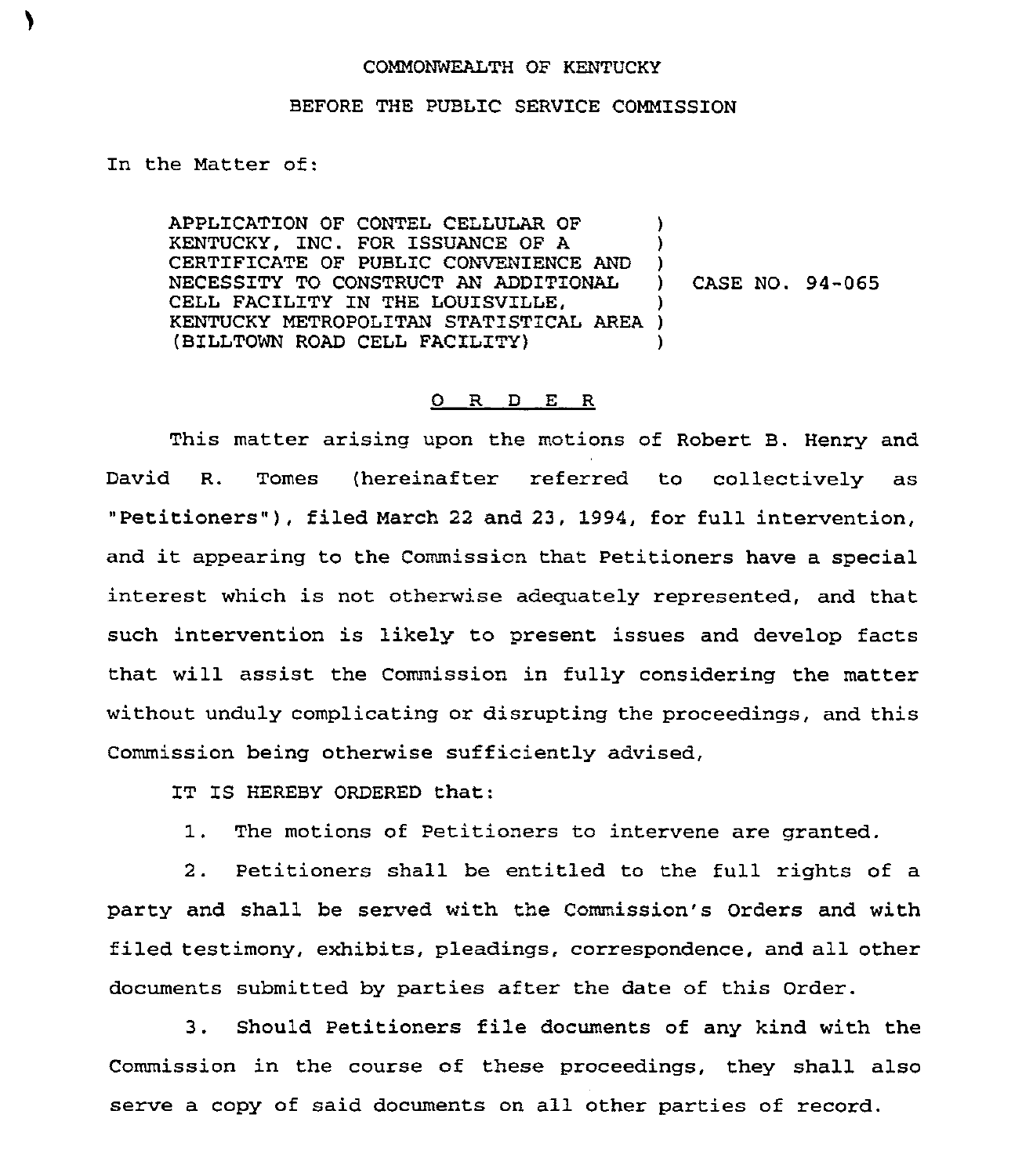COMMONWEALTH OF KENTUCKY

BEFORE THE PUBLIC SERVICE COMMISSION

In the Matter of:

| | | |
|---|---|---|
| APPLICATION OF CONTEL CELLULAR OF KENTUCKY, INC. FOR ISSUANCE OF A CERTIFICATE OF PUBLIC CONVENIENCE AND NECESSITY TO CONSTRUCT AN ADDITIONAL CELL FACILITY IN THE LOUISVILLE, KENTUCKY METROPOLITAN STATISTICAL AREA (BILLTOWN ROAD CELL FACILITY) | ) | CASE NO. 94-065 |

## O R D E R

This matter arising upon the motions of Robert B. Henry and David R. Tomes (hereinafter referred to collectively as "Petitioners"), filed March 22 and 23, 1994, for full intervention, and it appearing to the Commission that Petitioners have a special interest which is not otherwise adequately represented, and that such intervention is likely to present issues and develop facts that will assist the Commission in fully considering the matter without unduly complicating or disrupting the proceedings, and this Commission being otherwise sufficiently advised,

IT IS HEREBY ORDERED that:

1. The motions of Petitioners to intervene are granted.

2. Petitioners shall be entitled to the full rights of a party and shall be served with the Commission's Orders and with filed testimony, exhibits, pleadings, correspondence, and all other documents submitted by parties after the date of this Order.

3. Should Petitioners file documents of any kind with the Commission in the course of these proceedings, they shall also serve a copy of said documents on all other parties of record.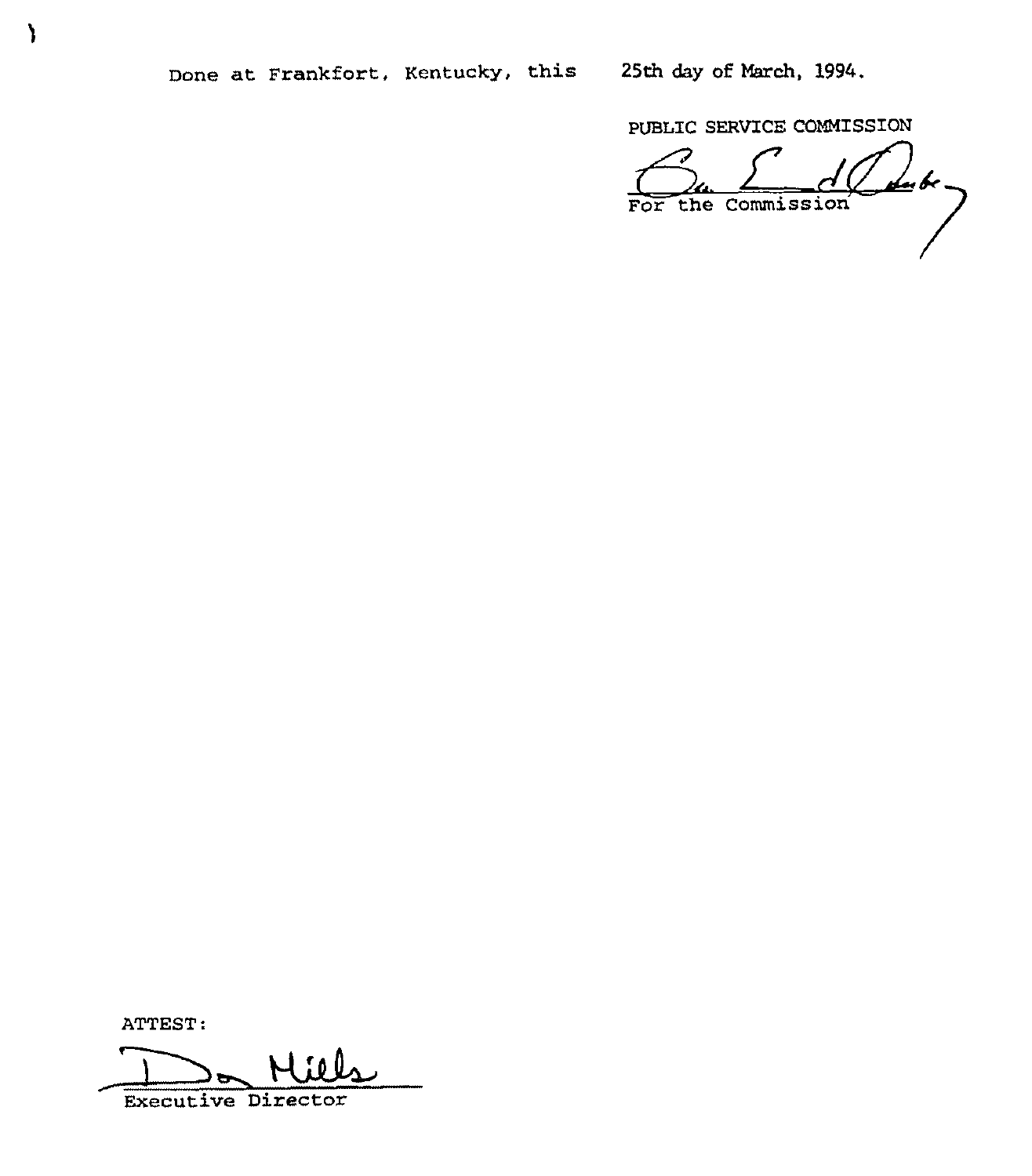Done at Frankfort, Kentucky, this 25th day of March, 1994.

PUBLIC SERVICE COMMISSION

For the Commission

ATTEST:

Executive Director